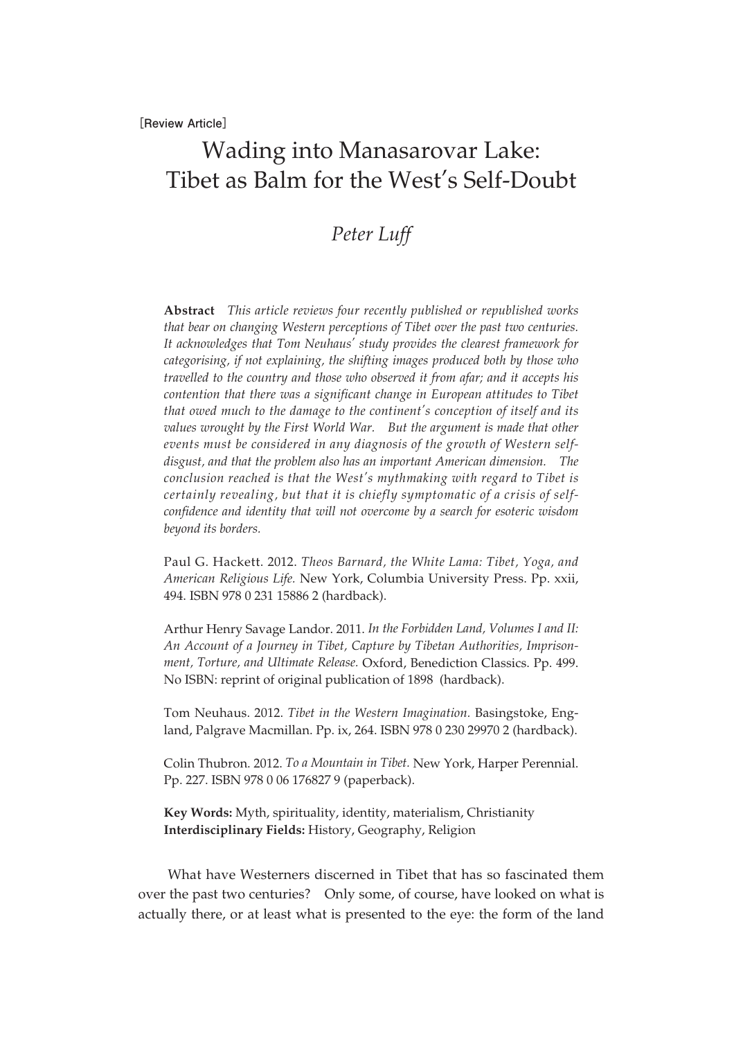[Review Article]

# Wading into Manasarovar Lake: Tibet as Balm for the West's Self-Doubt

## *Peter Luff*

**Abstract** *This article reviews four recently published or republished works that bear on changing Western perceptions of Tibet over the past two centuries. It acknowledges that Tom Neuhaus' study provides the clearest framework for categorising, if not explaining, the shifting images produced both by those who travelled to the country and those who observed it from afar; and it accepts his contention that there was a significant change in European attitudes to Tibet that owed much to the damage to the continent's conception of itself and its values wrought by the First World War. But the argument is made that other events must be considered in any diagnosis of the growth of Western self-disgust, and that the problem also has an important American dimension. The conclusion reached is that the West's mythmaking with regard to Tibet is certainly revealing, but that it is chiefly symptomatic of a crisis of self-confidence and identity that will not overcome by a search for esoteric wisdom beyond its borders.*

Paul G. Hackett. 2012. *Theos Barnard, the White Lama: Tibet, Yoga, and American Religious Life.* New York, Columbia University Press. Pp. xxii, 494. ISBN 978 0 231 15886 2 (hardback).

Arthur Henry Savage Landor. 2011. *In the Forbidden Land, Volumes I and II: An Account of a Journey in Tibet, Capture by Tibetan Authorities, Imprisonment, Torture, and Ultimate Release.* Oxford, Benediction Classics. Pp. 499. No ISBN: reprint of original publication of 1898 (hardback).

Tom Neuhaus. 2012. *Tibet in the Western Imagination.* Basingstoke, England, Palgrave Macmillan. Pp. ix, 264. ISBN 978 0 230 29970 2 (hardback).

Colin Thubron. 2012. *To a Mountain in Tibet.* New York, Harper Perennial. Pp. 227. ISBN 978 0 06 176827 9 (paperback).

**Key Words:** Myth, spirituality, identity, materialism, Christianity
**Interdisciplinary Fields:** History, Geography, Religion

What have Westerners discerned in Tibet that has so fascinated them over the past two centuries? Only some, of course, have looked on what is actually there, or at least what is presented to the eye: the form of the land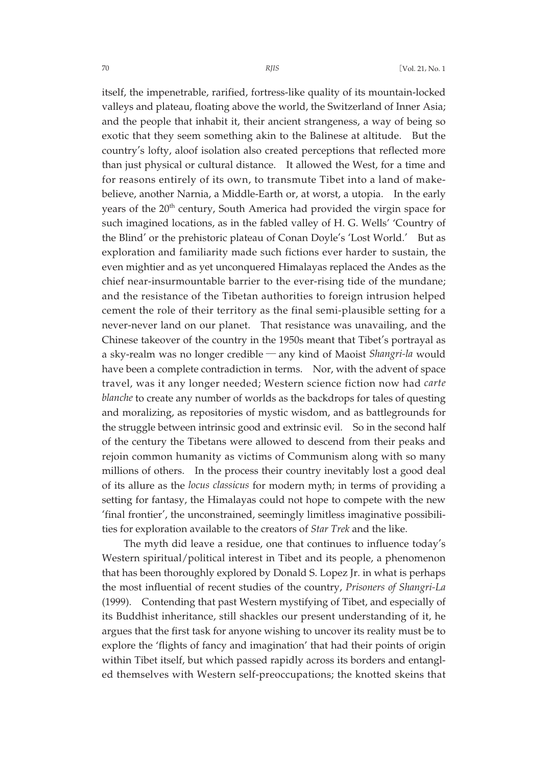itself, the impenetrable, rarified, fortress-like quality of its mountain-locked valleys and plateau, floating above the world, the Switzerland of Inner Asia; and the people that inhabit it, their ancient strangeness, a way of being so exotic that they seem something akin to the Balinese at altitude. But the country's lofty, aloof isolation also created perceptions that reflected more than just physical or cultural distance. It allowed the West, for a time and for reasons entirely of its own, to transmute Tibet into a land of make-believe, another Narnia, a Middle-Earth or, at worst, a utopia. In the early years of the 20th century, South America had provided the virgin space for such imagined locations, as in the fabled valley of H. G. Wells' 'Country of the Blind' or the prehistoric plateau of Conan Doyle's 'Lost World.' But as exploration and familiarity made such fictions ever harder to sustain, the even mightier and as yet unconquered Himalayas replaced the Andes as the chief near-insurmountable barrier to the ever-rising tide of the mundane; and the resistance of the Tibetan authorities to foreign intrusion helped cement the role of their territory as the final semi-plausible setting for a never-never land on our planet. That resistance was unavailing, and the Chinese takeover of the country in the 1950s meant that Tibet's portrayal as a sky-realm was no longer credible — any kind of Maoist *Shangri-la* would have been a complete contradiction in terms. Nor, with the advent of space travel, was it any longer needed; Western science fiction now had *carte blanche* to create any number of worlds as the backdrops for tales of questing and moralizing, as repositories of mystic wisdom, and as battlegrounds for the struggle between intrinsic good and extrinsic evil. So in the second half of the century the Tibetans were allowed to descend from their peaks and rejoin common humanity as victims of Communism along with so many millions of others. In the process their country inevitably lost a good deal of its allure as the *locus classicus* for modern myth; in terms of providing a setting for fantasy, the Himalayas could not hope to compete with the new 'final frontier', the unconstrained, seemingly limitless imaginative possibilities for exploration available to the creators of *Star Trek* and the like.

The myth did leave a residue, one that continues to influence today's Western spiritual/political interest in Tibet and its people, a phenomenon that has been thoroughly explored by Donald S. Lopez Jr. in what is perhaps the most influential of recent studies of the country, *Prisoners of Shangri-La* (1999). Contending that past Western mystifying of Tibet, and especially of its Buddhist inheritance, still shackles our present understanding of it, he argues that the first task for anyone wishing to uncover its reality must be to explore the 'flights of fancy and imagination' that had their points of origin within Tibet itself, but which passed rapidly across its borders and entangled themselves with Western self-preoccupations; the knotted skeins that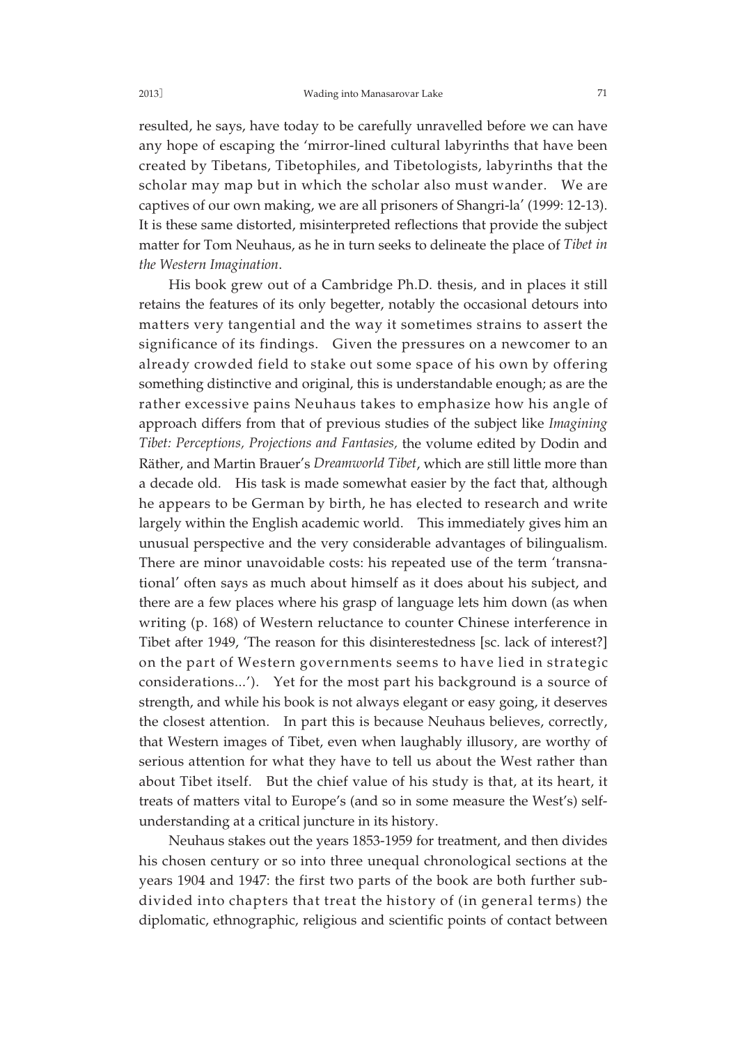resulted, he says, have today to be carefully unravelled before we can have any hope of escaping the 'mirror-lined cultural labyrinths that have been created by Tibetans, Tibetophiles, and Tibetologists, labyrinths that the scholar may map but in which the scholar also must wander. We are captives of our own making, we are all prisoners of Shangri-la' (1999: 12-13). It is these same distorted, misinterpreted reflections that provide the subject matter for Tom Neuhaus, as he in turn seeks to delineate the place of *Tibet in the Western Imagination*.

His book grew out of a Cambridge Ph.D. thesis, and in places it still retains the features of its only begetter, notably the occasional detours into matters very tangential and the way it sometimes strains to assert the significance of its findings. Given the pressures on a newcomer to an already crowded field to stake out some space of his own by offering something distinctive and original, this is understandable enough; as are the rather excessive pains Neuhaus takes to emphasize how his angle of approach differs from that of previous studies of the subject like *Imagining Tibet: Perceptions, Projections and Fantasies,* the volume edited by Dodin and Räther, and Martin Brauer's *Dreamworld Tibet*, which are still little more than a decade old. His task is made somewhat easier by the fact that, although he appears to be German by birth, he has elected to research and write largely within the English academic world. This immediately gives him an unusual perspective and the very considerable advantages of bilingualism. There are minor unavoidable costs: his repeated use of the term 'transnational' often says as much about himself as it does about his subject, and there are a few places where his grasp of language lets him down (as when writing (p. 168) of Western reluctance to counter Chinese interference in Tibet after 1949, 'The reason for this disinterestedness [sc. lack of interest?] on the part of Western governments seems to have lied in strategic considerations...'). Yet for the most part his background is a source of strength, and while his book is not always elegant or easy going, it deserves the closest attention. In part this is because Neuhaus believes, correctly, that Western images of Tibet, even when laughably illusory, are worthy of serious attention for what they have to tell us about the West rather than about Tibet itself. But the chief value of his study is that, at its heart, it treats of matters vital to Europe's (and so in some measure the West's) self-understanding at a critical juncture in its history.

Neuhaus stakes out the years 1853-1959 for treatment, and then divides his chosen century or so into three unequal chronological sections at the years 1904 and 1947: the first two parts of the book are both further subdivided into chapters that treat the history of (in general terms) the diplomatic, ethnographic, religious and scientific points of contact between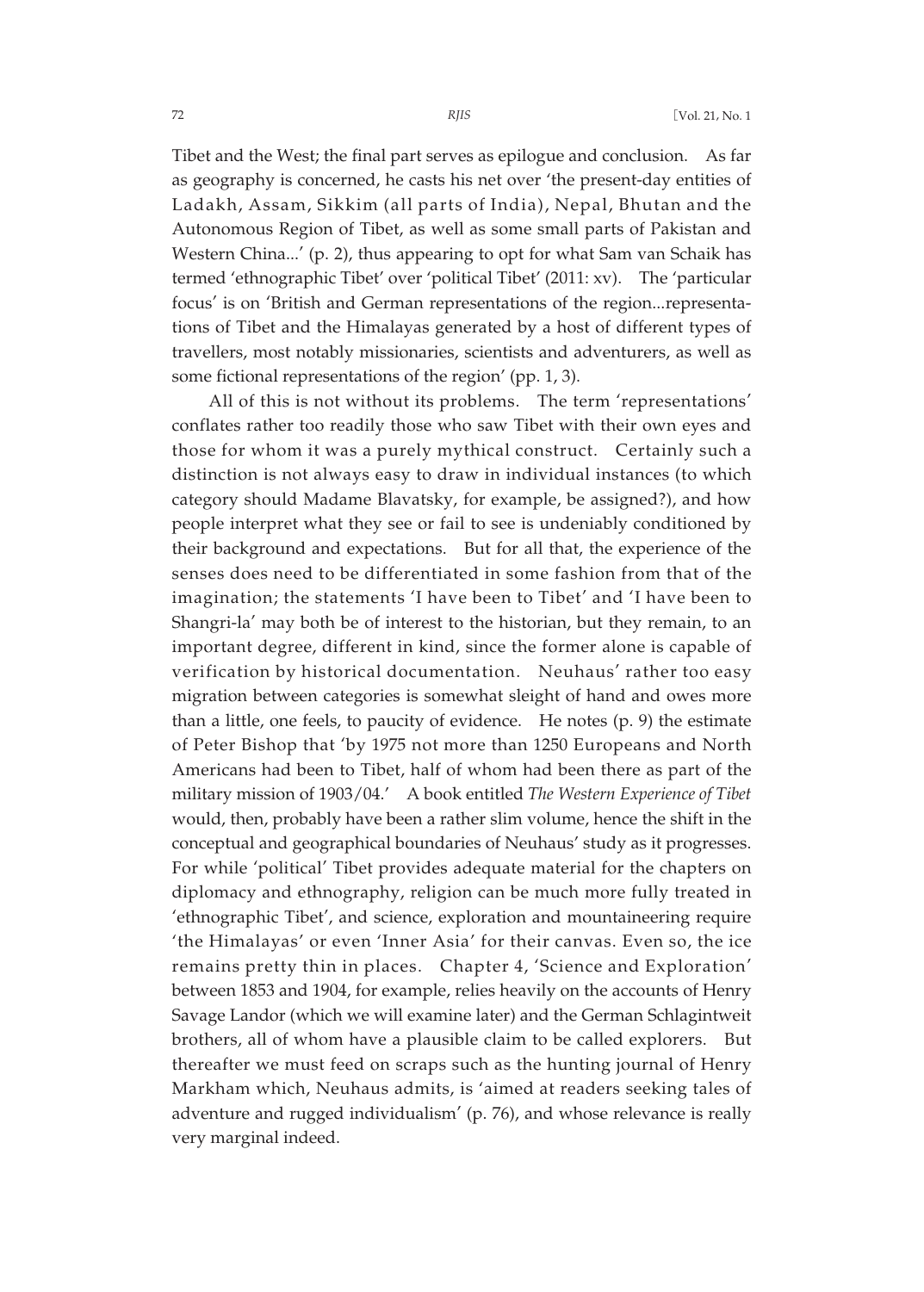Tibet and the West; the final part serves as epilogue and conclusion. As far as geography is concerned, he casts his net over 'the present-day entities of Ladakh, Assam, Sikkim (all parts of India), Nepal, Bhutan and the Autonomous Region of Tibet, as well as some small parts of Pakistan and Western China...' (p. 2), thus appearing to opt for what Sam van Schaik has termed 'ethnographic Tibet' over 'political Tibet' (2011: xv). The 'particular focus' is on 'British and German representations of the region...representations of Tibet and the Himalayas generated by a host of different types of travellers, most notably missionaries, scientists and adventurers, as well as some fictional representations of the region' (pp. 1, 3).

All of this is not without its problems. The term 'representations' conflates rather too readily those who saw Tibet with their own eyes and those for whom it was a purely mythical construct. Certainly such a distinction is not always easy to draw in individual instances (to which category should Madame Blavatsky, for example, be assigned?), and how people interpret what they see or fail to see is undeniably conditioned by their background and expectations. But for all that, the experience of the senses does need to be differentiated in some fashion from that of the imagination; the statements 'I have been to Tibet' and 'I have been to Shangri-la' may both be of interest to the historian, but they remain, to an important degree, different in kind, since the former alone is capable of verification by historical documentation. Neuhaus' rather too easy migration between categories is somewhat sleight of hand and owes more than a little, one feels, to paucity of evidence. He notes (p. 9) the estimate of Peter Bishop that 'by 1975 not more than 1250 Europeans and North Americans had been to Tibet, half of whom had been there as part of the military mission of 1903/04.' A book entitled *The Western Experience of Tibet* would, then, probably have been a rather slim volume, hence the shift in the conceptual and geographical boundaries of Neuhaus' study as it progresses. For while 'political' Tibet provides adequate material for the chapters on diplomacy and ethnography, religion can be much more fully treated in 'ethnographic Tibet', and science, exploration and mountaineering require 'the Himalayas' or even 'Inner Asia' for their canvas. Even so, the ice remains pretty thin in places. Chapter 4, 'Science and Exploration' between 1853 and 1904, for example, relies heavily on the accounts of Henry Savage Landor (which we will examine later) and the German Schlagintweit brothers, all of whom have a plausible claim to be called explorers. But thereafter we must feed on scraps such as the hunting journal of Henry Markham which, Neuhaus admits, is 'aimed at readers seeking tales of adventure and rugged individualism' (p. 76), and whose relevance is really very marginal indeed.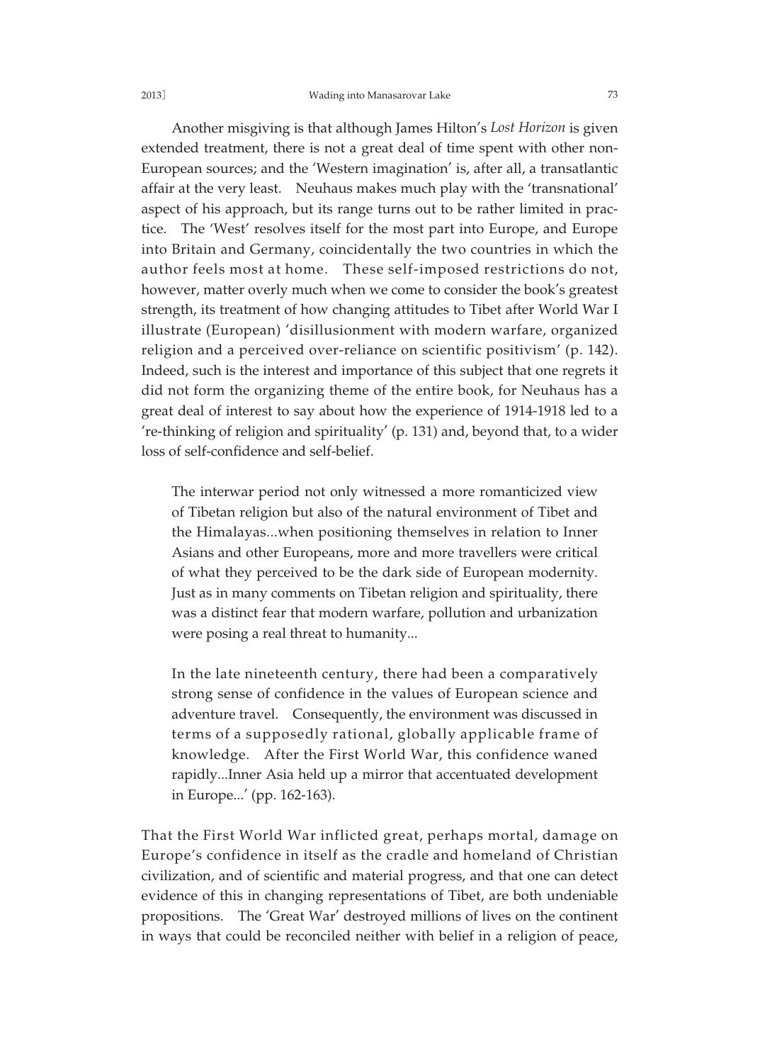Another misgiving is that although James Hilton's *Lost Horizon* is given extended treatment, there is not a great deal of time spent with other non-European sources; and the 'Western imagination' is, after all, a transatlantic affair at the very least. Neuhaus makes much play with the 'transnational' aspect of his approach, but its range turns out to be rather limited in practice. The 'West' resolves itself for the most part into Europe, and Europe into Britain and Germany, coincidentally the two countries in which the author feels most at home. These self-imposed restrictions do not, however, matter overly much when we come to consider the book's greatest strength, its treatment of how changing attitudes to Tibet after World War I illustrate (European) 'disillusionment with modern warfare, organized religion and a perceived over-reliance on scientific positivism' (p. 142). Indeed, such is the interest and importance of this subject that one regrets it did not form the organizing theme of the entire book, for Neuhaus has a great deal of interest to say about how the experience of 1914-1918 led to a 're-thinking of religion and spirituality' (p. 131) and, beyond that, to a wider loss of self-confidence and self-belief.

> The interwar period not only witnessed a more romanticized view of Tibetan religion but also of the natural environment of Tibet and the Himalayas...when positioning themselves in relation to Inner Asians and other Europeans, more and more travellers were critical of what they perceived to be the dark side of European modernity. Just as in many comments on Tibetan religion and spirituality, there was a distinct fear that modern warfare, pollution and urbanization were posing a real threat to humanity...
>
> In the late nineteenth century, there had been a comparatively strong sense of confidence in the values of European science and adventure travel. Consequently, the environment was discussed in terms of a supposedly rational, globally applicable frame of knowledge. After the First World War, this confidence waned rapidly...Inner Asia held up a mirror that accentuated development in Europe...' (pp. 162-163).

That the First World War inflicted great, perhaps mortal, damage on Europe's confidence in itself as the cradle and homeland of Christian civilization, and of scientific and material progress, and that one can detect evidence of this in changing representations of Tibet, are both undeniable propositions. The 'Great War' destroyed millions of lives on the continent in ways that could be reconciled neither with belief in a religion of peace,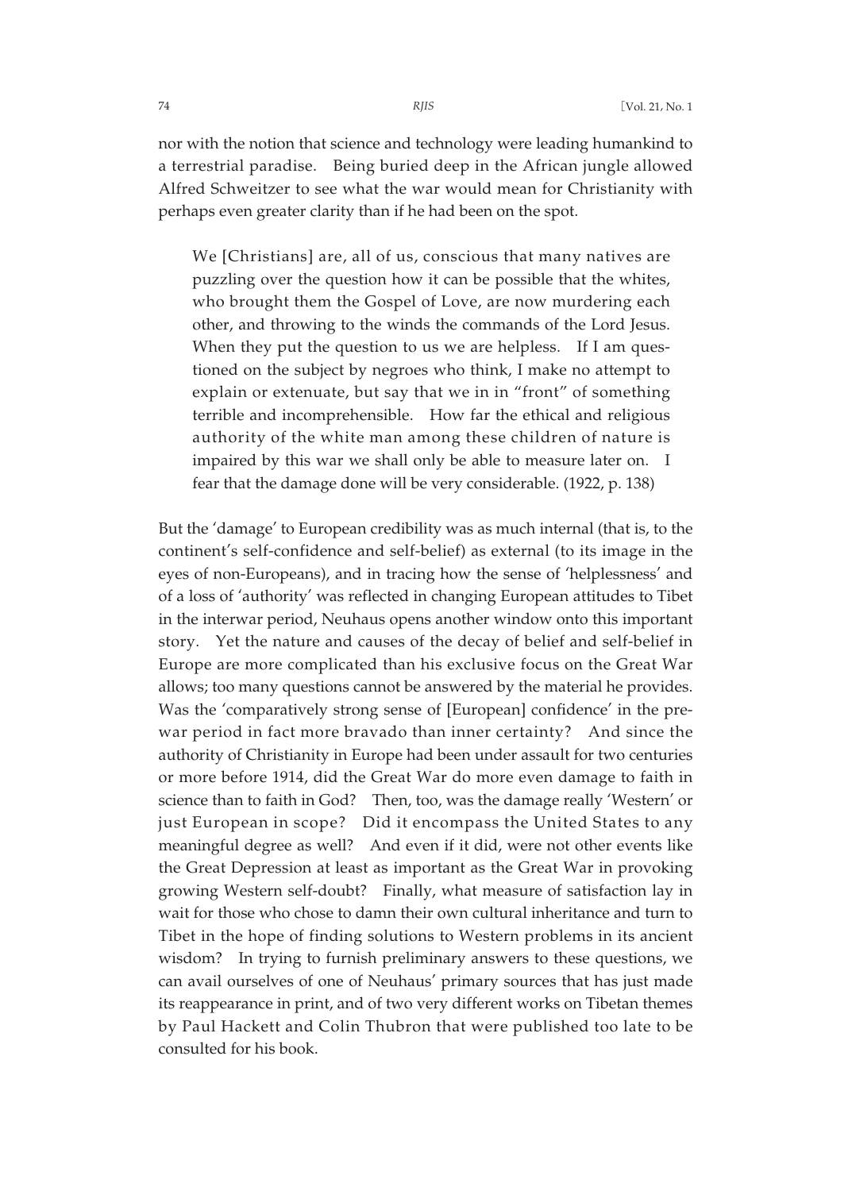nor with the notion that science and technology were leading humankind to a terrestrial paradise. Being buried deep in the African jungle allowed Alfred Schweitzer to see what the war would mean for Christianity with perhaps even greater clarity than if he had been on the spot.

> We [Christians] are, all of us, conscious that many natives are puzzling over the question how it can be possible that the whites, who brought them the Gospel of Love, are now murdering each other, and throwing to the winds the commands of the Lord Jesus. When they put the question to us we are helpless. If I am questioned on the subject by negroes who think, I make no attempt to explain or extenuate, but say that we in in "front" of something terrible and incomprehensible. How far the ethical and religious authority of the white man among these children of nature is impaired by this war we shall only be able to measure later on. I fear that the damage done will be very considerable. (1922, p. 138)

But the 'damage' to European credibility was as much internal (that is, to the continent's self-confidence and self-belief) as external (to its image in the eyes of non-Europeans), and in tracing how the sense of 'helplessness' and of a loss of 'authority' was reflected in changing European attitudes to Tibet in the interwar period, Neuhaus opens another window onto this important story. Yet the nature and causes of the decay of belief and self-belief in Europe are more complicated than his exclusive focus on the Great War allows; too many questions cannot be answered by the material he provides. Was the 'comparatively strong sense of [European] confidence' in the pre-war period in fact more bravado than inner certainty? And since the authority of Christianity in Europe had been under assault for two centuries or more before 1914, did the Great War do more even damage to faith in science than to faith in God? Then, too, was the damage really 'Western' or just European in scope? Did it encompass the United States to any meaningful degree as well? And even if it did, were not other events like the Great Depression at least as important as the Great War in provoking growing Western self-doubt? Finally, what measure of satisfaction lay in wait for those who chose to damn their own cultural inheritance and turn to Tibet in the hope of finding solutions to Western problems in its ancient wisdom? In trying to furnish preliminary answers to these questions, we can avail ourselves of one of Neuhaus' primary sources that has just made its reappearance in print, and of two very different works on Tibetan themes by Paul Hackett and Colin Thubron that were published too late to be consulted for his book.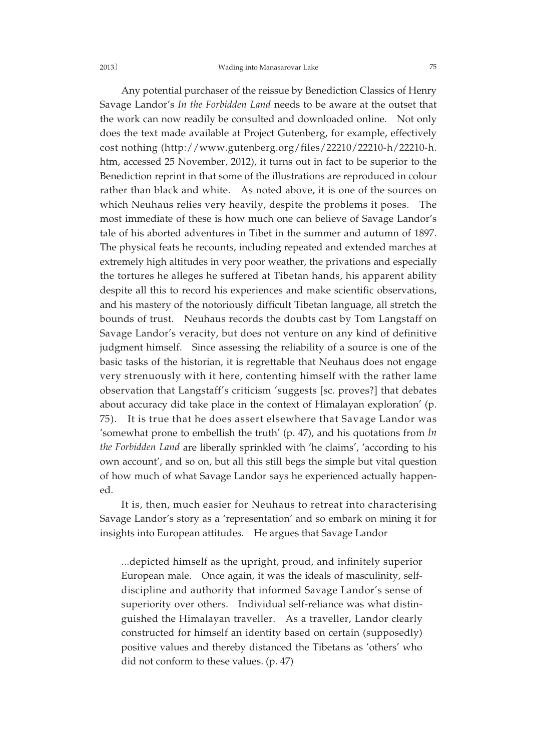Any potential purchaser of the reissue by Benediction Classics of Henry Savage Landor's *In the Forbidden Land* needs to be aware at the outset that the work can now readily be consulted and downloaded online. Not only does the text made available at Project Gutenberg, for example, effectively cost nothing (http://www.gutenberg.org/files/22210/22210-h/22210-h.htm, accessed 25 November, 2012), it turns out in fact to be superior to the Benediction reprint in that some of the illustrations are reproduced in colour rather than black and white. As noted above, it is one of the sources on which Neuhaus relies very heavily, despite the problems it poses. The most immediate of these is how much one can believe of Savage Landor's tale of his aborted adventures in Tibet in the summer and autumn of 1897. The physical feats he recounts, including repeated and extended marches at extremely high altitudes in very poor weather, the privations and especially the tortures he alleges he suffered at Tibetan hands, his apparent ability despite all this to record his experiences and make scientific observations, and his mastery of the notoriously difficult Tibetan language, all stretch the bounds of trust. Neuhaus records the doubts cast by Tom Langstaff on Savage Landor's veracity, but does not venture on any kind of definitive judgment himself. Since assessing the reliability of a source is one of the basic tasks of the historian, it is regrettable that Neuhaus does not engage very strenuously with it here, contenting himself with the rather lame observation that Langstaff's criticism 'suggests [sc. proves?] that debates about accuracy did take place in the context of Himalayan exploration' (p. 75). It is true that he does assert elsewhere that Savage Landor was 'somewhat prone to embellish the truth' (p. 47), and his quotations from *In the Forbidden Land* are liberally sprinkled with 'he claims', 'according to his own account', and so on, but all this still begs the simple but vital question of how much of what Savage Landor says he experienced actually happened.

It is, then, much easier for Neuhaus to retreat into characterising Savage Landor's story as a 'representation' and so embark on mining it for insights into European attitudes. He argues that Savage Landor

> ...depicted himself as the upright, proud, and infinitely superior European male. Once again, it was the ideals of masculinity, self-discipline and authority that informed Savage Landor's sense of superiority over others. Individual self-reliance was what distinguished the Himalayan traveller. As a traveller, Landor clearly constructed for himself an identity based on certain (supposedly) positive values and thereby distanced the Tibetans as 'others' who did not conform to these values. (p. 47)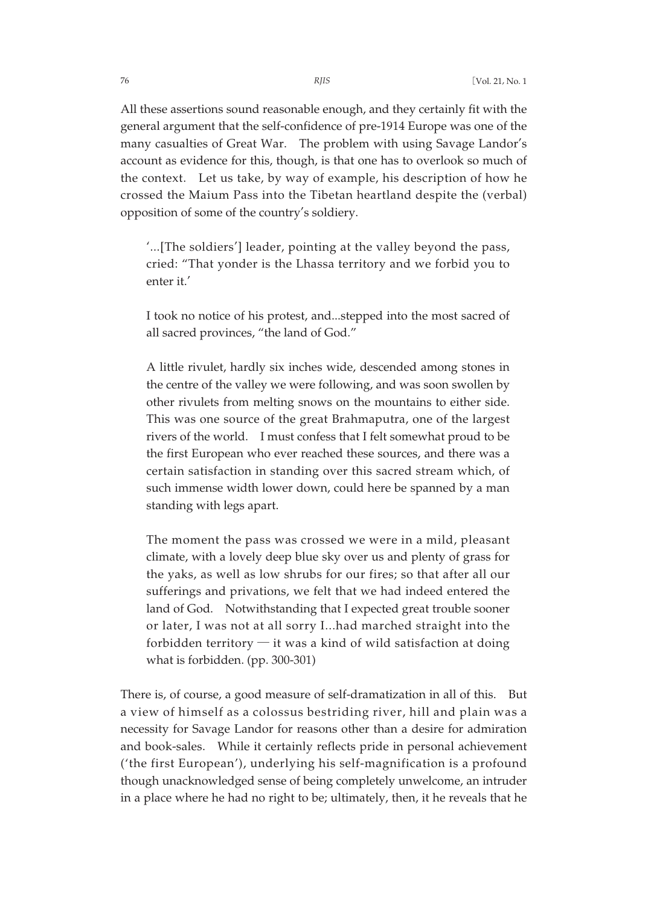All these assertions sound reasonable enough, and they certainly fit with the general argument that the self-confidence of pre-1914 Europe was one of the many casualties of Great War. The problem with using Savage Landor's account as evidence for this, though, is that one has to overlook so much of the context. Let us take, by way of example, his description of how he crossed the Maium Pass into the Tibetan heartland despite the (verbal) opposition of some of the country's soldiery.

> '...[The soldiers'] leader, pointing at the valley beyond the pass, cried: "That yonder is the Lhassa territory and we forbid you to enter it.'
>
> I took no notice of his protest, and...stepped into the most sacred of all sacred provinces, "the land of God."
>
> A little rivulet, hardly six inches wide, descended among stones in the centre of the valley we were following, and was soon swollen by other rivulets from melting snows on the mountains to either side. This was one source of the great Brahmaputra, one of the largest rivers of the world. I must confess that I felt somewhat proud to be the first European who ever reached these sources, and there was a certain satisfaction in standing over this sacred stream which, of such immense width lower down, could here be spanned by a man standing with legs apart.
>
> The moment the pass was crossed we were in a mild, pleasant climate, with a lovely deep blue sky over us and plenty of grass for the yaks, as well as low shrubs for our fires; so that after all our sufferings and privations, we felt that we had indeed entered the land of God. Notwithstanding that I expected great trouble sooner or later, I was not at all sorry I...had marched straight into the forbidden territory — it was a kind of wild satisfaction at doing what is forbidden. (pp. 300-301)

There is, of course, a good measure of self-dramatization in all of this. But a view of himself as a colossus bestriding river, hill and plain was a necessity for Savage Landor for reasons other than a desire for admiration and book-sales. While it certainly reflects pride in personal achievement ('the first European'), underlying his self-magnification is a profound though unacknowledged sense of being completely unwelcome, an intruder in a place where he had no right to be; ultimately, then, it he reveals that he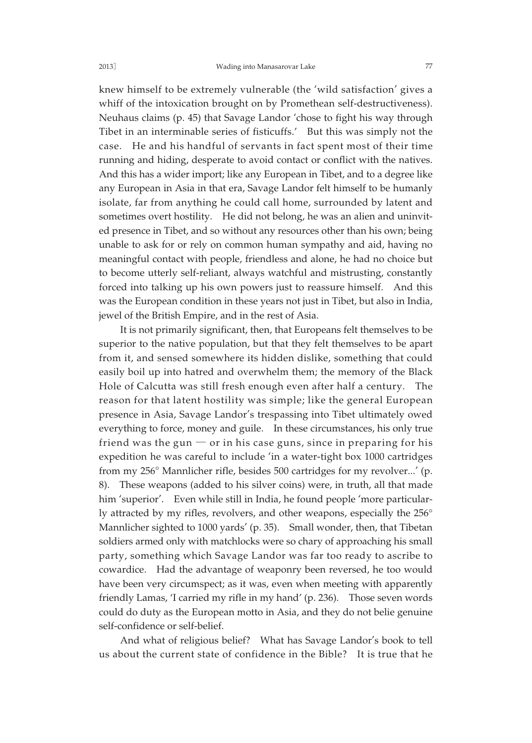knew himself to be extremely vulnerable (the 'wild satisfaction' gives a whiff of the intoxication brought on by Promethean self-destructiveness). Neuhaus claims (p. 45) that Savage Landor 'chose to fight his way through Tibet in an interminable series of fisticuffs.' But this was simply not the case. He and his handful of servants in fact spent most of their time running and hiding, desperate to avoid contact or conflict with the natives. And this has a wider import; like any European in Tibet, and to a degree like any European in Asia in that era, Savage Landor felt himself to be humanly isolate, far from anything he could call home, surrounded by latent and sometimes overt hostility. He did not belong, he was an alien and uninvited presence in Tibet, and so without any resources other than his own; being unable to ask for or rely on common human sympathy and aid, having no meaningful contact with people, friendless and alone, he had no choice but to become utterly self-reliant, always watchful and mistrusting, constantly forced into talking up his own powers just to reassure himself. And this was the European condition in these years not just in Tibet, but also in India, jewel of the British Empire, and in the rest of Asia.

It is not primarily significant, then, that Europeans felt themselves to be superior to the native population, but that they felt themselves to be apart from it, and sensed somewhere its hidden dislike, something that could easily boil up into hatred and overwhelm them; the memory of the Black Hole of Calcutta was still fresh enough even after half a century. The reason for that latent hostility was simple; like the general European presence in Asia, Savage Landor's trespassing into Tibet ultimately owed everything to force, money and guile. In these circumstances, his only true friend was the gun — or in his case guns, since in preparing for his expedition he was careful to include 'in a water-tight box 1000 cartridges from my 256° Mannlicher rifle, besides 500 cartridges for my revolver...' (p. 8). These weapons (added to his silver coins) were, in truth, all that made him 'superior'. Even while still in India, he found people 'more particularly attracted by my rifles, revolvers, and other weapons, especially the 256° Mannlicher sighted to 1000 yards' (p. 35). Small wonder, then, that Tibetan soldiers armed only with matchlocks were so chary of approaching his small party, something which Savage Landor was far too ready to ascribe to cowardice. Had the advantage of weaponry been reversed, he too would have been very circumspect; as it was, even when meeting with apparently friendly Lamas, 'I carried my rifle in my hand' (p. 236). Those seven words could do duty as the European motto in Asia, and they do not belie genuine self-confidence or self-belief.

And what of religious belief? What has Savage Landor's book to tell us about the current state of confidence in the Bible? It is true that he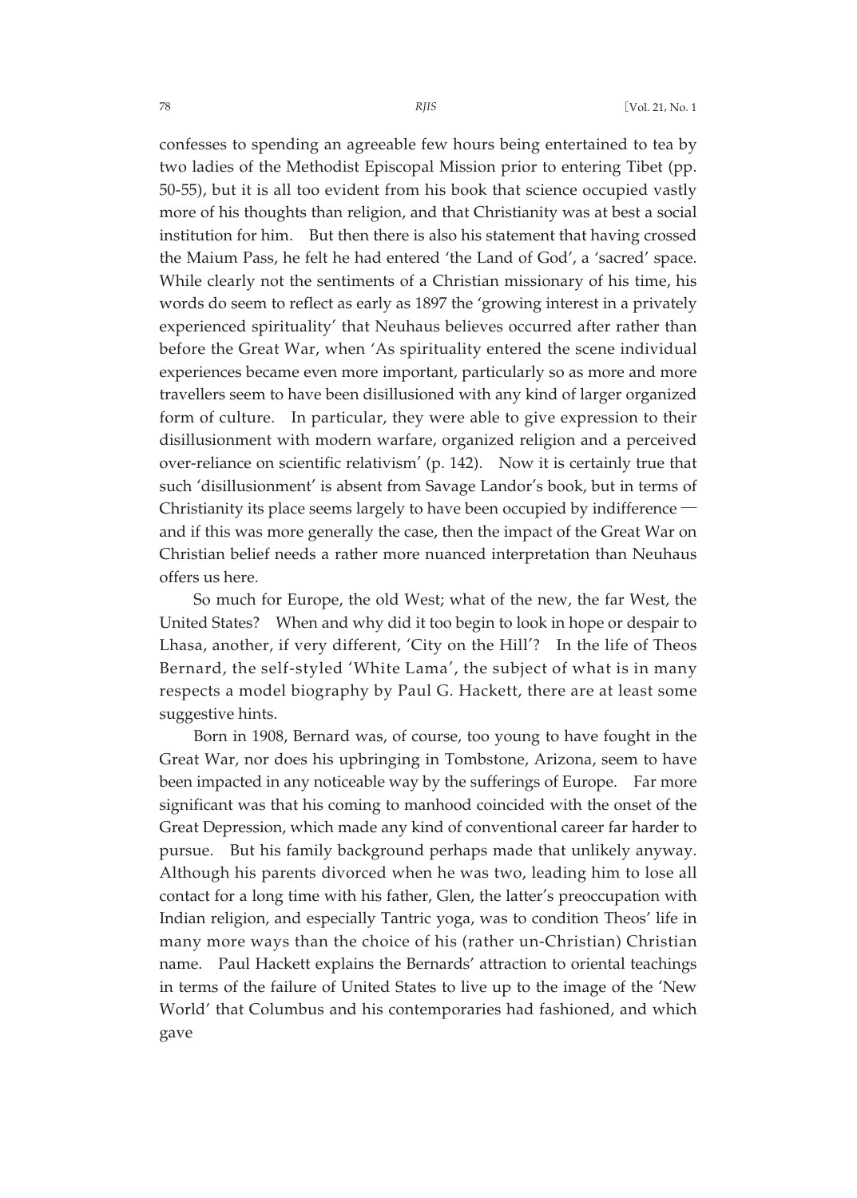confesses to spending an agreeable few hours being entertained to tea by two ladies of the Methodist Episcopal Mission prior to entering Tibet (pp. 50-55), but it is all too evident from his book that science occupied vastly more of his thoughts than religion, and that Christianity was at best a social institution for him. But then there is also his statement that having crossed the Maium Pass, he felt he had entered 'the Land of God', a 'sacred' space. While clearly not the sentiments of a Christian missionary of his time, his words do seem to reflect as early as 1897 the 'growing interest in a privately experienced spirituality' that Neuhaus believes occurred after rather than before the Great War, when 'As spirituality entered the scene individual experiences became even more important, particularly so as more and more travellers seem to have been disillusioned with any kind of larger organized form of culture. In particular, they were able to give expression to their disillusionment with modern warfare, organized religion and a perceived over-reliance on scientific relativism' (p. 142). Now it is certainly true that such 'disillusionment' is absent from Savage Landor's book, but in terms of Christianity its place seems largely to have been occupied by indifference — and if this was more generally the case, then the impact of the Great War on Christian belief needs a rather more nuanced interpretation than Neuhaus offers us here.

So much for Europe, the old West; what of the new, the far West, the United States? When and why did it too begin to look in hope or despair to Lhasa, another, if very different, 'City on the Hill'? In the life of Theos Bernard, the self-styled 'White Lama', the subject of what is in many respects a model biography by Paul G. Hackett, there are at least some suggestive hints.

Born in 1908, Bernard was, of course, too young to have fought in the Great War, nor does his upbringing in Tombstone, Arizona, seem to have been impacted in any noticeable way by the sufferings of Europe. Far more significant was that his coming to manhood coincided with the onset of the Great Depression, which made any kind of conventional career far harder to pursue. But his family background perhaps made that unlikely anyway. Although his parents divorced when he was two, leading him to lose all contact for a long time with his father, Glen, the latter's preoccupation with Indian religion, and especially Tantric yoga, was to condition Theos' life in many more ways than the choice of his (rather un-Christian) Christian name. Paul Hackett explains the Bernards' attraction to oriental teachings in terms of the failure of United States to live up to the image of the 'New World' that Columbus and his contemporaries had fashioned, and which gave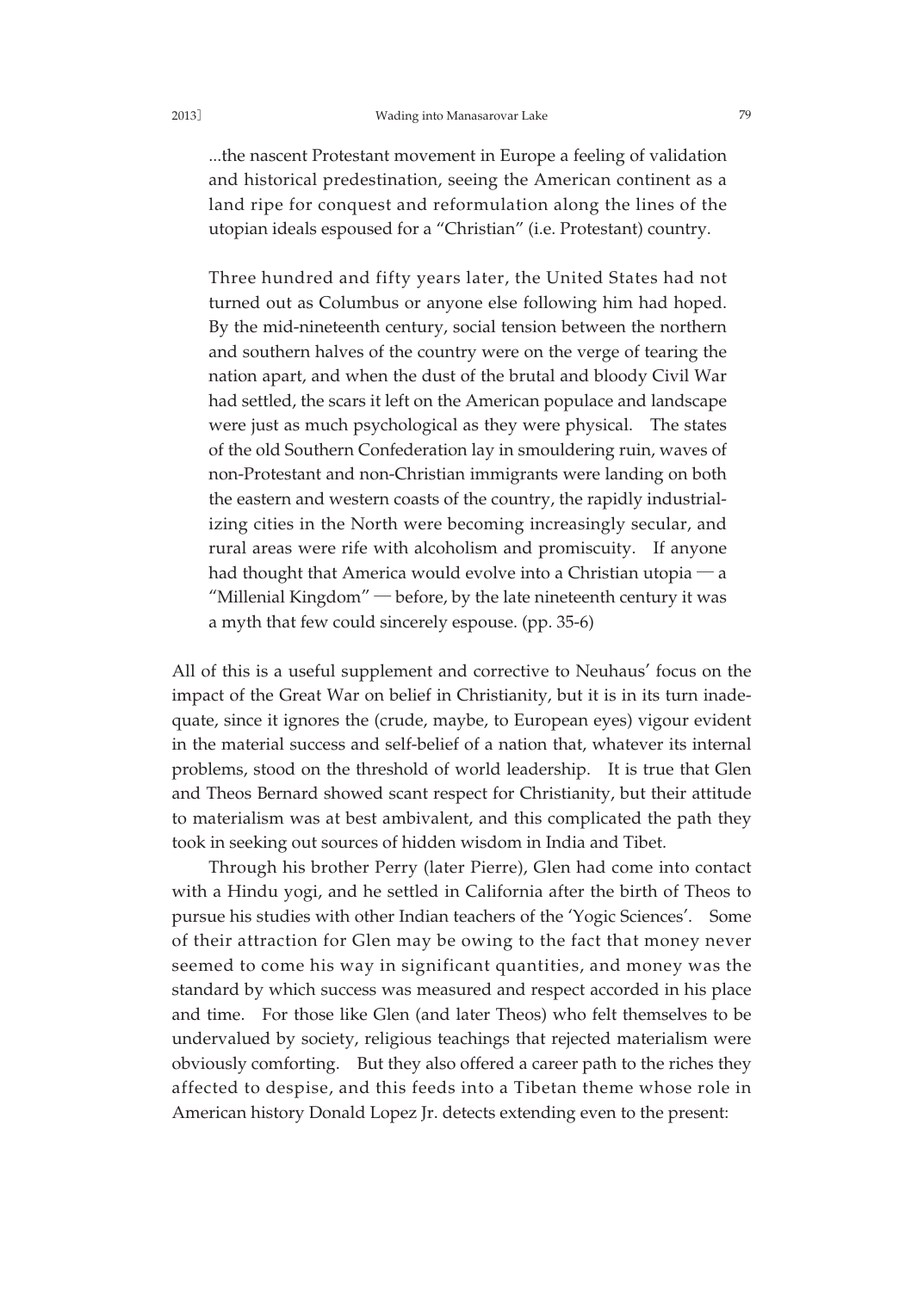> ...the nascent Protestant movement in Europe a feeling of validation and historical predestination, seeing the American continent as a land ripe for conquest and reformulation along the lines of the utopian ideals espoused for a "Christian" (i.e. Protestant) country.
>
> Three hundred and fifty years later, the United States had not turned out as Columbus or anyone else following him had hoped. By the mid-nineteenth century, social tension between the northern and southern halves of the country were on the verge of tearing the nation apart, and when the dust of the brutal and bloody Civil War had settled, the scars it left on the American populace and landscape were just as much psychological as they were physical. The states of the old Southern Confederation lay in smouldering ruin, waves of non-Protestant and non-Christian immigrants were landing on both the eastern and western coasts of the country, the rapidly industrializing cities in the North were becoming increasingly secular, and rural areas were rife with alcoholism and promiscuity. If anyone had thought that America would evolve into a Christian utopia — a "Millenial Kingdom" — before, by the late nineteenth century it was a myth that few could sincerely espouse. (pp. 35-6)

All of this is a useful supplement and corrective to Neuhaus' focus on the impact of the Great War on belief in Christianity, but it is in its turn inadequate, since it ignores the (crude, maybe, to European eyes) vigour evident in the material success and self-belief of a nation that, whatever its internal problems, stood on the threshold of world leadership. It is true that Glen and Theos Bernard showed scant respect for Christianity, but their attitude to materialism was at best ambivalent, and this complicated the path they took in seeking out sources of hidden wisdom in India and Tibet.

Through his brother Perry (later Pierre), Glen had come into contact with a Hindu yogi, and he settled in California after the birth of Theos to pursue his studies with other Indian teachers of the 'Yogic Sciences'. Some of their attraction for Glen may be owing to the fact that money never seemed to come his way in significant quantities, and money was the standard by which success was measured and respect accorded in his place and time. For those like Glen (and later Theos) who felt themselves to be undervalued by society, religious teachings that rejected materialism were obviously comforting. But they also offered a career path to the riches they affected to despise, and this feeds into a Tibetan theme whose role in American history Donald Lopez Jr. detects extending even to the present: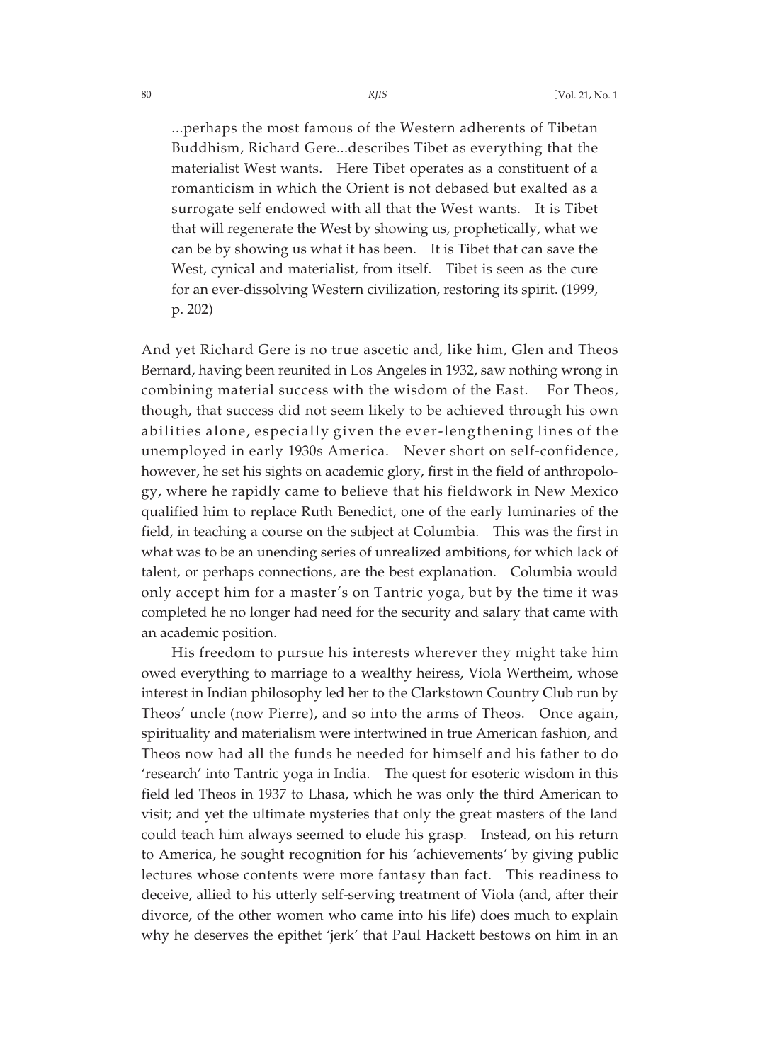> ...perhaps the most famous of the Western adherents of Tibetan Buddhism, Richard Gere...describes Tibet as everything that the materialist West wants. Here Tibet operates as a constituent of a romanticism in which the Orient is not debased but exalted as a surrogate self endowed with all that the West wants. It is Tibet that will regenerate the West by showing us, prophetically, what we can be by showing us what it has been. It is Tibet that can save the West, cynical and materialist, from itself. Tibet is seen as the cure for an ever-dissolving Western civilization, restoring its spirit. (1999, p. 202)

And yet Richard Gere is no true ascetic and, like him, Glen and Theos Bernard, having been reunited in Los Angeles in 1932, saw nothing wrong in combining material success with the wisdom of the East. For Theos, though, that success did not seem likely to be achieved through his own abilities alone, especially given the ever-lengthening lines of the unemployed in early 1930s America. Never short on self-confidence, however, he set his sights on academic glory, first in the field of anthropology, where he rapidly came to believe that his fieldwork in New Mexico qualified him to replace Ruth Benedict, one of the early luminaries of the field, in teaching a course on the subject at Columbia. This was the first in what was to be an unending series of unrealized ambitions, for which lack of talent, or perhaps connections, are the best explanation. Columbia would only accept him for a master's on Tantric yoga, but by the time it was completed he no longer had need for the security and salary that came with an academic position.

His freedom to pursue his interests wherever they might take him owed everything to marriage to a wealthy heiress, Viola Wertheim, whose interest in Indian philosophy led her to the Clarkstown Country Club run by Theos' uncle (now Pierre), and so into the arms of Theos. Once again, spirituality and materialism were intertwined in true American fashion, and Theos now had all the funds he needed for himself and his father to do 'research' into Tantric yoga in India. The quest for esoteric wisdom in this field led Theos in 1937 to Lhasa, which he was only the third American to visit; and yet the ultimate mysteries that only the great masters of the land could teach him always seemed to elude his grasp. Instead, on his return to America, he sought recognition for his 'achievements' by giving public lectures whose contents were more fantasy than fact. This readiness to deceive, allied to his utterly self-serving treatment of Viola (and, after their divorce, of the other women who came into his life) does much to explain why he deserves the epithet 'jerk' that Paul Hackett bestows on him in an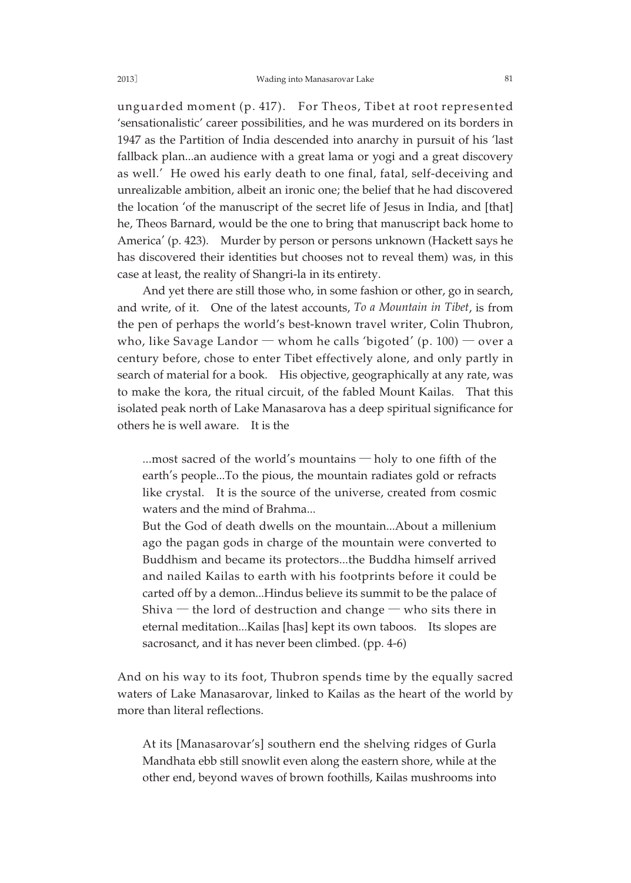unguarded moment (p. 417). For Theos, Tibet at root represented 'sensationalistic' career possibilities, and he was murdered on its borders in 1947 as the Partition of India descended into anarchy in pursuit of his 'last fallback plan...an audience with a great lama or yogi and a great discovery as well.' He owed his early death to one final, fatal, self-deceiving and unrealizable ambition, albeit an ironic one; the belief that he had discovered the location 'of the manuscript of the secret life of Jesus in India, and [that] he, Theos Barnard, would be the one to bring that manuscript back home to America' (p. 423). Murder by person or persons unknown (Hackett says he has discovered their identities but chooses not to reveal them) was, in this case at least, the reality of Shangri-la in its entirety.

And yet there are still those who, in some fashion or other, go in search, and write, of it. One of the latest accounts, *To a Mountain in Tibet*, is from the pen of perhaps the world's best-known travel writer, Colin Thubron, who, like Savage Landor — whom he calls 'bigoted' (p. 100) — over a century before, chose to enter Tibet effectively alone, and only partly in search of material for a book. His objective, geographically at any rate, was to make the kora, the ritual circuit, of the fabled Mount Kailas. That this isolated peak north of Lake Manasarova has a deep spiritual significance for others he is well aware. It is the

> ...most sacred of the world's mountains — holy to one fifth of the earth's people...To the pious, the mountain radiates gold or refracts like crystal. It is the source of the universe, created from cosmic waters and the mind of Brahma...
>
> But the God of death dwells on the mountain...About a millenium ago the pagan gods in charge of the mountain were converted to Buddhism and became its protectors...the Buddha himself arrived and nailed Kailas to earth with his footprints before it could be carted off by a demon...Hindus believe its summit to be the palace of Shiva — the lord of destruction and change — who sits there in eternal meditation...Kailas [has] kept its own taboos. Its slopes are sacrosanct, and it has never been climbed. (pp. 4-6)

And on his way to its foot, Thubron spends time by the equally sacred waters of Lake Manasarovar, linked to Kailas as the heart of the world by more than literal reflections.

> At its [Manasarovar's] southern end the shelving ridges of Gurla Mandhata ebb still snowlit even along the eastern shore, while at the other end, beyond waves of brown foothills, Kailas mushrooms into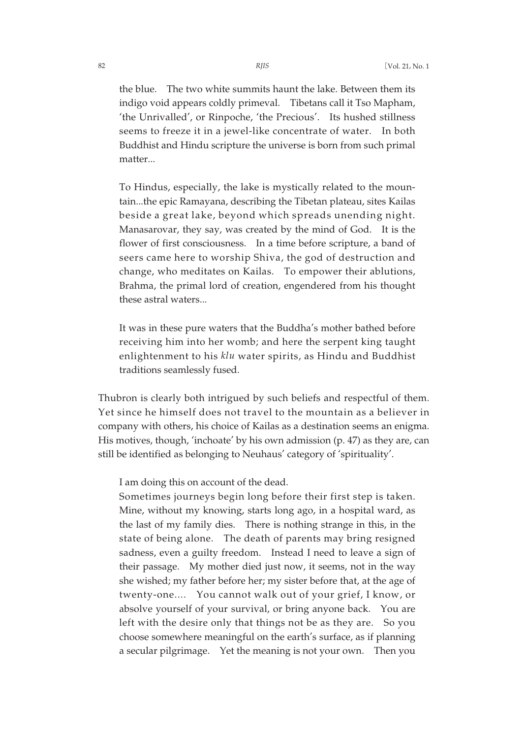> the blue. The two white summits haunt the lake. Between them its indigo void appears coldly primeval. Tibetans call it Tso Mapham, 'the Unrivalled', or Rinpoche, 'the Precious'. Its hushed stillness seems to freeze it in a jewel-like concentrate of water. In both Buddhist and Hindu scripture the universe is born from such primal matter...
>
> To Hindus, especially, the lake is mystically related to the mountain...the epic Ramayana, describing the Tibetan plateau, sites Kailas beside a great lake, beyond which spreads unending night. Manasarovar, they say, was created by the mind of God. It is the flower of first consciousness. In a time before scripture, a band of seers came here to worship Shiva, the god of destruction and change, who meditates on Kailas. To empower their ablutions, Brahma, the primal lord of creation, engendered from his thought these astral waters...
>
> It was in these pure waters that the Buddha's mother bathed before receiving him into her womb; and here the serpent king taught enlightenment to his *klu* water spirits, as Hindu and Buddhist traditions seamlessly fused.

Thubron is clearly both intrigued by such beliefs and respectful of them. Yet since he himself does not travel to the mountain as a believer in company with others, his choice of Kailas as a destination seems an enigma. His motives, though, 'inchoate' by his own admission (p. 47) as they are, can still be identified as belonging to Neuhaus' category of 'spirituality'.

> I am doing this on account of the dead.
> Sometimes journeys begin long before their first step is taken. Mine, without my knowing, starts long ago, in a hospital ward, as the last of my family dies. There is nothing strange in this, in the state of being alone. The death of parents may bring resigned sadness, even a guilty freedom. Instead I need to leave a sign of their passage. My mother died just now, it seems, not in the way she wished; my father before her; my sister before that, at the age of twenty-one.... You cannot walk out of your grief, I know, or absolve yourself of your survival, or bring anyone back. You are left with the desire only that things not be as they are. So you choose somewhere meaningful on the earth's surface, as if planning a secular pilgrimage. Yet the meaning is not your own. Then you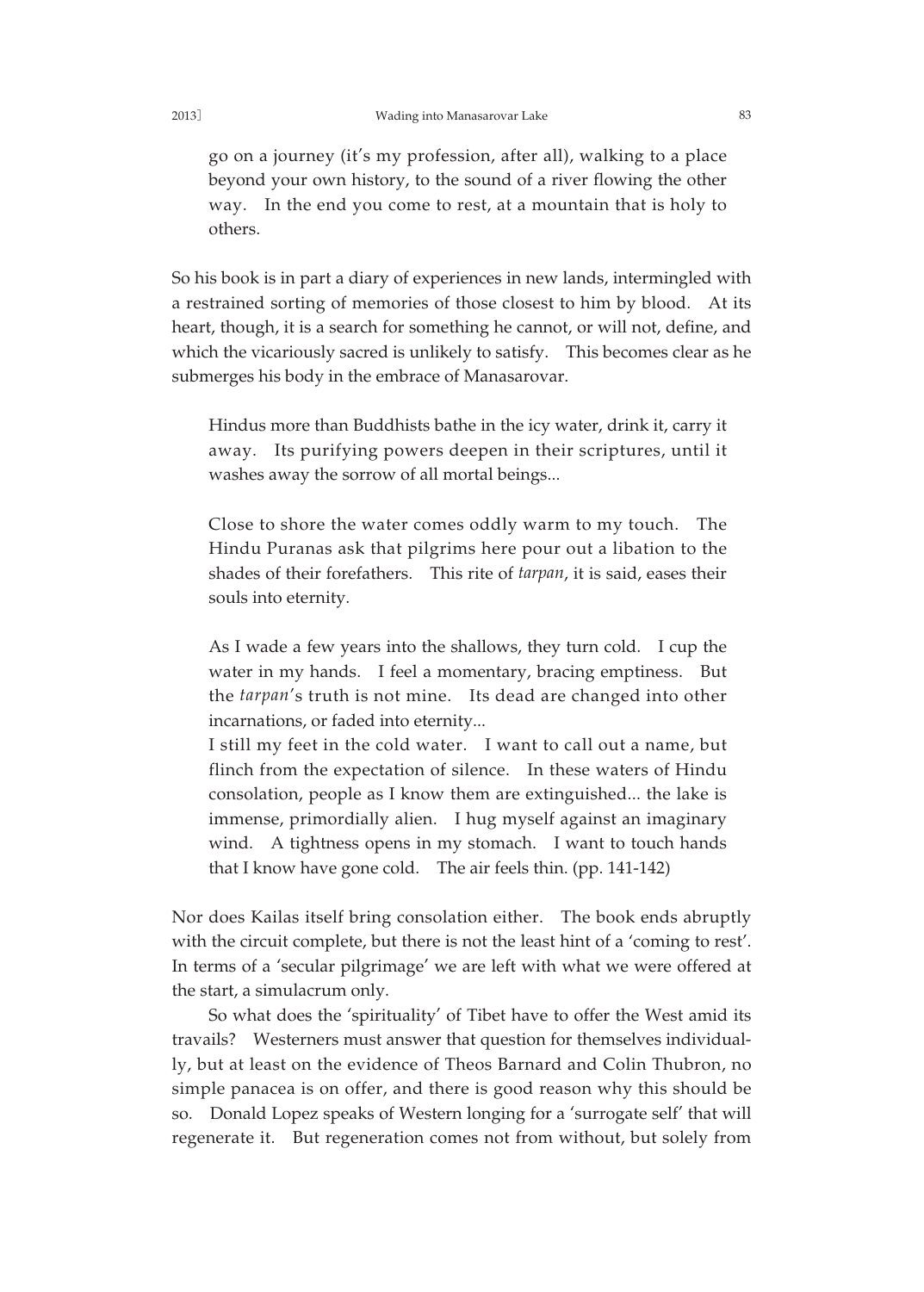> go on a journey (it's my profession, after all), walking to a place beyond your own history, to the sound of a river flowing the other way. In the end you come to rest, at a mountain that is holy to others.

So his book is in part a diary of experiences in new lands, intermingled with a restrained sorting of memories of those closest to him by blood. At its heart, though, it is a search for something he cannot, or will not, define, and which the vicariously sacred is unlikely to satisfy. This becomes clear as he submerges his body in the embrace of Manasarovar.

> Hindus more than Buddhists bathe in the icy water, drink it, carry it away. Its purifying powers deepen in their scriptures, until it washes away the sorrow of all mortal beings...
>
> Close to shore the water comes oddly warm to my touch. The Hindu Puranas ask that pilgrims here pour out a libation to the shades of their forefathers. This rite of *tarpan*, it is said, eases their souls into eternity.
>
> As I wade a few years into the shallows, they turn cold. I cup the water in my hands. I feel a momentary, bracing emptiness. But the *tarpan*'s truth is not mine. Its dead are changed into other incarnations, or faded into eternity...
> I still my feet in the cold water. I want to call out a name, but flinch from the expectation of silence. In these waters of Hindu consolation, people as I know them are extinguished... the lake is immense, primordially alien. I hug myself against an imaginary wind. A tightness opens in my stomach. I want to touch hands that I know have gone cold. The air feels thin. (pp. 141-142)

Nor does Kailas itself bring consolation either. The book ends abruptly with the circuit complete, but there is not the least hint of a 'coming to rest'. In terms of a 'secular pilgrimage' we are left with what we were offered at the start, a simulacrum only.

So what does the 'spirituality' of Tibet have to offer the West amid its travails? Westerners must answer that question for themselves individually, but at least on the evidence of Theos Barnard and Colin Thubron, no simple panacea is on offer, and there is good reason why this should be so. Donald Lopez speaks of Western longing for a 'surrogate self' that will regenerate it. But regeneration comes not from without, but solely from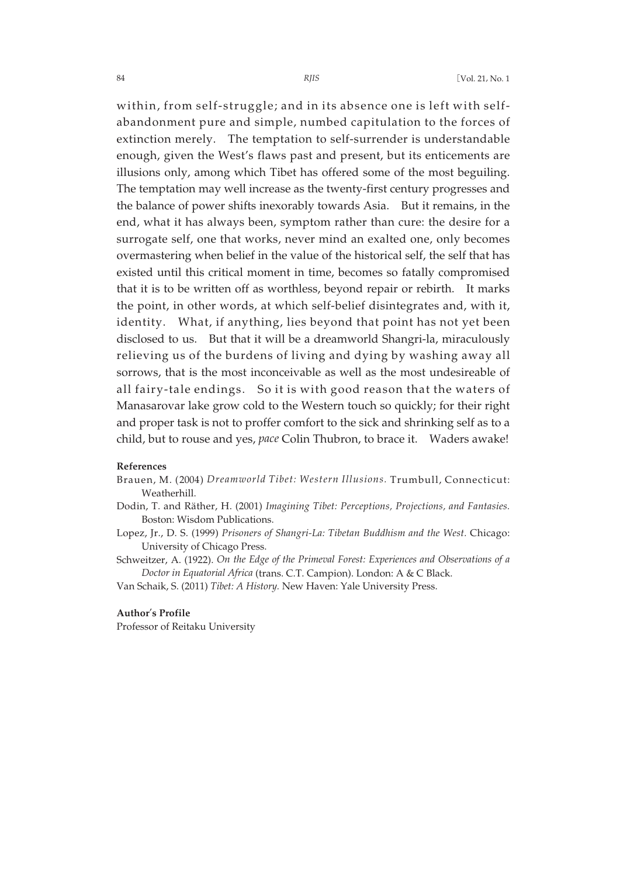within, from self-struggle; and in its absence one is left with self-abandonment pure and simple, numbed capitulation to the forces of extinction merely. The temptation to self-surrender is understandable enough, given the West's flaws past and present, but its enticements are illusions only, among which Tibet has offered some of the most beguiling. The temptation may well increase as the twenty-first century progresses and the balance of power shifts inexorably towards Asia. But it remains, in the end, what it has always been, symptom rather than cure: the desire for a surrogate self, one that works, never mind an exalted one, only becomes overmastering when belief in the value of the historical self, the self that has existed until this critical moment in time, becomes so fatally compromised that it is to be written off as worthless, beyond repair or rebirth. It marks the point, in other words, at which self-belief disintegrates and, with it, identity. What, if anything, lies beyond that point has not yet been disclosed to us. But that it will be a dreamworld Shangri-la, miraculously relieving us of the burdens of living and dying by washing away all sorrows, that is the most inconceivable as well as the most undesireable of all fairy-tale endings. So it is with good reason that the waters of Manasarovar lake grow cold to the Western touch so quickly; for their right and proper task is not to proffer comfort to the sick and shrinking self as to a child, but to rouse and yes, *pace* Colin Thubron, to brace it. Waders awake!

**References**

Brauen, M. (2004) *Dreamworld Tibet: Western Illusions.* Trumbull, Connecticut: Weatherhill.

Dodin, T. and Räther, H. (2001) *Imagining Tibet: Perceptions, Projections, and Fantasies.* Boston: Wisdom Publications.

Lopez, Jr., D. S. (1999) *Prisoners of Shangri-La: Tibetan Buddhism and the West.* Chicago: University of Chicago Press.

Schweitzer, A. (1922). *On the Edge of the Primeval Forest: Experiences and Observations of a Doctor in Equatorial Africa* (trans. C.T. Campion). London: A & C Black.

Van Schaik, S. (2011) *Tibet: A History.* New Haven: Yale University Press.

**Author's Profile**

Professor of Reitaku University